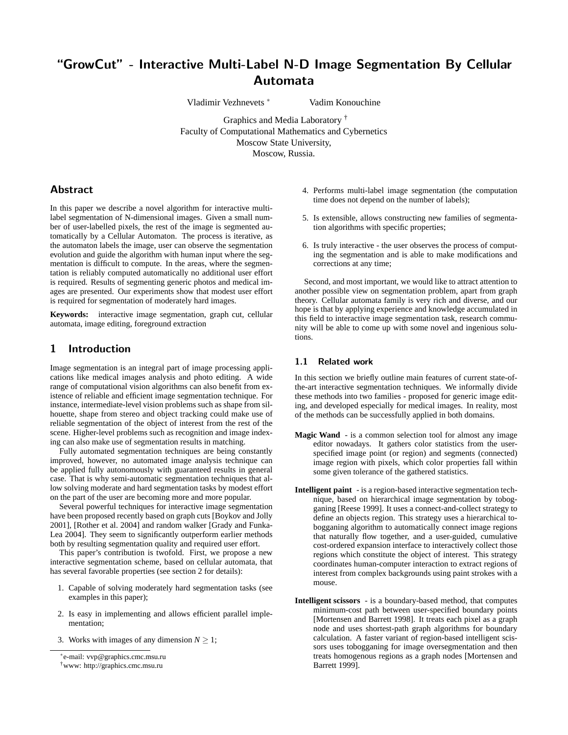# "GrowCut" - Interactive Multi-Label N-D Image Segmentation By Cellular Automata

Vladimir Vezhnevets [*] Vadim Konouchine

Graphics and Media Laboratory [†]
Faculty of Computational Mathematics and Cybernetics
Moscow State University,
Moscow, Russia.

## Abstract

In this paper we describe a novel algorithm for interactive multi-label segmentation of N-dimensional images. Given a small number of user-labelled pixels, the rest of the image is segmented automatically by a Cellular Automaton. The process is iterative, as the automaton labels the image, user can observe the segmentation evolution and guide the algorithm with human input where the segmentation is difficult to compute. In the areas, where the segmentation is reliably computed automatically no additional user effort is required. Results of segmenting generic photos and medical images are presented. Our experiments show that modest user effort is required for segmentation of moderately hard images.

**Keywords:** interactive image segmentation, graph cut, cellular automata, image editing, foreground extraction

## 1 Introduction

Image segmentation is an integral part of image processing applications like medical images analysis and photo editing. A wide range of computational vision algorithms can also benefit from existence of reliable and efficient image segmentation technique. For instance, intermediate-level vision problems such as shape from silhouette, shape from stereo and object tracking could make use of reliable segmentation of the object of interest from the rest of the scene. Higher-level problems such as recognition and image indexing can also make use of segmentation results in matching.

Fully automated segmentation techniques are being constantly improved, however, no automated image analysis technique can be applied fully autonomously with guaranteed results in general case. That is why semi-automatic segmentation techniques that allow solving moderate and hard segmentation tasks by modest effort on the part of the user are becoming more and more popular.

Several powerful techniques for interactive image segmentation have been proposed recently based on graph cuts [Boykov and Jolly 2001], [Rother et al. 2004] and random walker [Grady and Funka-Lea 2004]. They seem to significantly outperform earlier methods both by resulting segmentation quality and required user effort.

This paper's contribution is twofold. First, we propose a new interactive segmentation scheme, based on cellular automata, that has several favorable properties (see section 2 for details):

1. Capable of solving moderately hard segmentation tasks (see examples in this paper);
2. Is easy in implementing and allows efficient parallel implementation;
3. Works with images of any dimension $N \geq 1$;
4. Performs multi-label image segmentation (the computation time does not depend on the number of labels);
5. Is extensible, allows constructing new families of segmentation algorithms with specific properties;
6. Is truly interactive - the user observes the process of computing the segmentation and is able to make modifications and corrections at any time;

Second, and most important, we would like to attract attention to another possible view on segmentation problem, apart from graph theory. Cellular automata family is very rich and diverse, and our hope is that by applying experience and knowledge accumulated in this field to interactive image segmentation task, research community will be able to come up with some novel and ingenious solutions.

### 1.1 Related work

In this section we briefly outline main features of current state-of-the-art interactive segmentation techniques. We informally divide these methods into two families - proposed for generic image editing, and developed especially for medical images. In reality, most of the methods can be successfully applied in both domains.

**Magic Wand** - is a common selection tool for almost any image editor nowadays. It gathers color statistics from the user-specified image point (or region) and segments (connected) image region with pixels, which color properties fall within some given tolerance of the gathered statistics.

**Intelligent paint** - is a region-based interactive segmentation technique, based on hierarchical image segmentation by tobogganing [Reese 1999]. It uses a connect-and-collect strategy to define an objects region. This strategy uses a hierarchical tobogganing algorithm to automatically connect image regions that naturally flow together, and a user-guided, cumulative cost-ordered expansion interface to interactively collect those regions which constitute the object of interest. This strategy coordinates human-computer interaction to extract regions of interest from complex backgrounds using paint strokes with a mouse.

**Intelligent scissors** - is a boundary-based method, that computes minimum-cost path between user-specified boundary points [Mortensen and Barrett 1998]. It treats each pixel as a graph node and uses shortest-path graph algorithms for boundary calculation. A faster variant of region-based intelligent scissors uses tobogganing for image oversegmentation and then treats homogenous regions as a graph nodes [Mortensen and Barrett 1999].

[*] e-mail: vvp@graphics.cmc.msu.ru
[†] www: http://graphics.cmc.msu.ru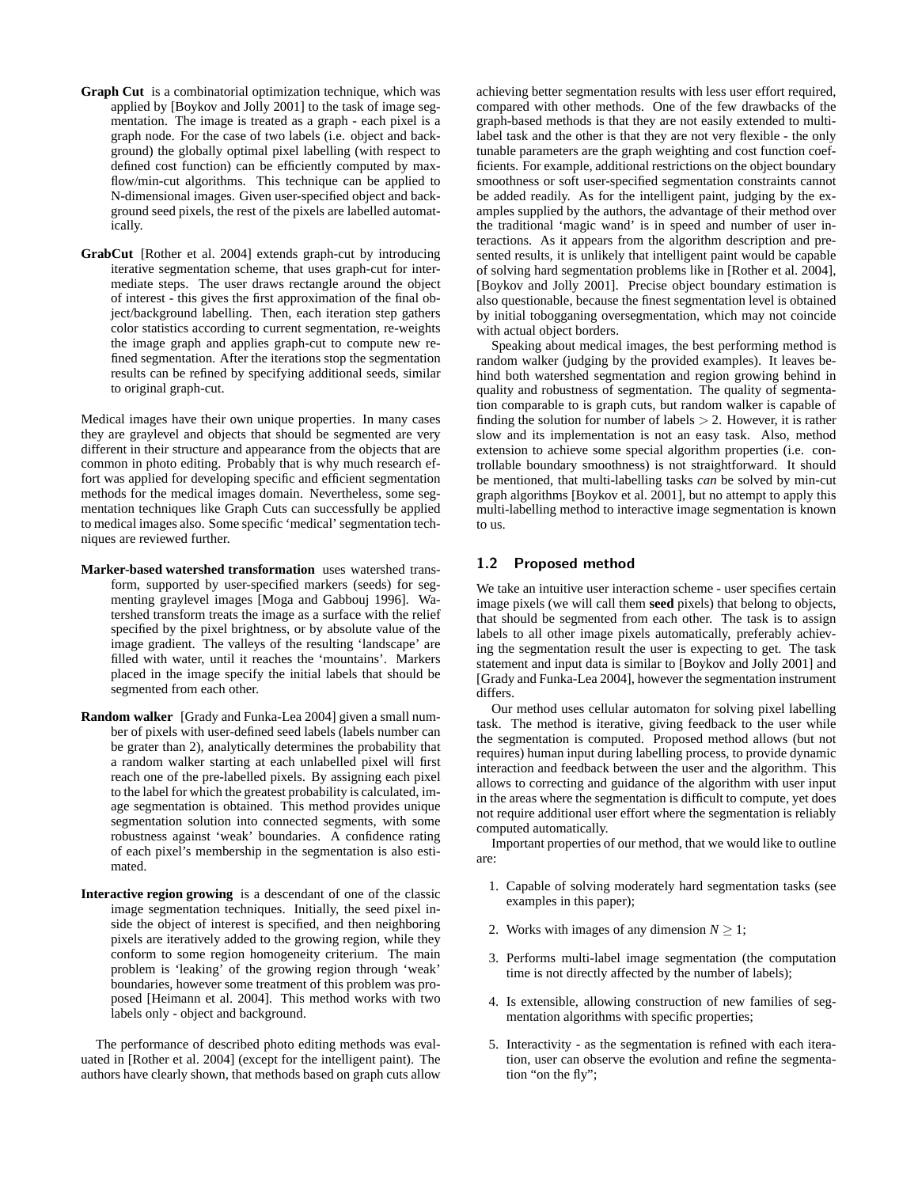**Graph Cut** is a combinatorial optimization technique, which was applied by [Boykov and Jolly 2001] to the task of image segmentation. The image is treated as a graph - each pixel is a graph node. For the case of two labels (i.e. object and background) the globally optimal pixel labelling (with respect to defined cost function) can be efficiently computed by max-flow/min-cut algorithms. This technique can be applied to N-dimensional images. Given user-specified object and background seed pixels, the rest of the pixels are labelled automatically.

**GrabCut** [Rother et al. 2004] extends graph-cut by introducing iterative segmentation scheme, that uses graph-cut for intermediate steps. The user draws rectangle around the object of interest - this gives the first approximation of the final object/background labelling. Then, each iteration step gathers color statistics according to current segmentation, re-weights the image graph and applies graph-cut to compute new refined segmentation. After the iterations stop the segmentation results can be refined by specifying additional seeds, similar to original graph-cut.

Medical images have their own unique properties. In many cases they are graylevel and objects that should be segmented are very different in their structure and appearance from the objects that are common in photo editing. Probably that is why much research effort was applied for developing specific and efficient segmentation methods for the medical images domain. Nevertheless, some segmentation techniques like Graph Cuts can successfully be applied to medical images also. Some specific 'medical' segmentation techniques are reviewed further.

**Marker-based watershed transformation** uses watershed transform, supported by user-specified markers (seeds) for segmenting graylevel images [Moga and Gabbouj 1996]. Watershed transform treats the image as a surface with the relief specified by the pixel brightness, or by absolute value of the image gradient. The valleys of the resulting 'landscape' are filled with water, until it reaches the 'mountains'. Markers placed in the image specify the initial labels that should be segmented from each other.

**Random walker** [Grady and Funka-Lea 2004] given a small number of pixels with user-defined seed labels (labels number can be grater than 2), analytically determines the probability that a random walker starting at each unlabelled pixel will first reach one of the pre-labelled pixels. By assigning each pixel to the label for which the greatest probability is calculated, image segmentation is obtained. This method provides unique segmentation solution into connected segments, with some robustness against 'weak' boundaries. A confidence rating of each pixel's membership in the segmentation is also estimated.

**Interactive region growing** is a descendant of one of the classic image segmentation techniques. Initially, the seed pixel inside the object of interest is specified, and then neighboring pixels are iteratively added to the growing region, while they conform to some region homogeneity criterium. The main problem is 'leaking' of the growing region through 'weak' boundaries, however some treatment of this problem was proposed [Heimann et al. 2004]. This method works with two labels only - object and background.

The performance of described photo editing methods was evaluated in [Rother et al. 2004] (except for the intelligent paint). The authors have clearly shown, that methods based on graph cuts allow achieving better segmentation results with less user effort required, compared with other methods. One of the few drawbacks of the graph-based methods is that they are not easily extended to multi-label task and the other is that they are not very flexible - the only tunable parameters are the graph weighting and cost function coefficients. For example, additional restrictions on the object boundary smoothness or soft user-specified segmentation constraints cannot be added readily. As for the intelligent paint, judging by the examples supplied by the authors, the advantage of their method over the traditional 'magic wand' is in speed and number of user interactions. As it appears from the algorithm description and presented results, it is unlikely that intelligent paint would be capable of solving hard segmentation problems like in [Rother et al. 2004], [Boykov and Jolly 2001]. Precise object boundary estimation is also questionable, because the finest segmentation level is obtained by initial tobogganing oversegmentation, which may not coincide with actual object borders.

Speaking about medical images, the best performing method is random walker (judging by the provided examples). It leaves behind both watershed segmentation and region growing behind in quality and robustness of segmentation. The quality of segmentation comparable to is graph cuts, but random walker is capable of finding the solution for number of labels $> 2$. However, it is rather slow and its implementation is not an easy task. Also, method extension to achieve some special algorithm properties (i.e. controllable boundary smoothness) is not straightforward. It should be mentioned, that multi-labelling tasks *can* be solved by min-cut graph algorithms [Boykov et al. 2001], but no attempt to apply this multi-labelling method to interactive image segmentation is known to us.

## 1.2 Proposed method

We take an intuitive user interaction scheme - user specifies certain image pixels (we will call them **seed** pixels) that belong to objects, that should be segmented from each other. The task is to assign labels to all other image pixels automatically, preferably achieving the segmentation result the user is expecting to get. The task statement and input data is similar to [Boykov and Jolly 2001] and [Grady and Funka-Lea 2004], however the segmentation instrument differs.

Our method uses cellular automaton for solving pixel labelling task. The method is iterative, giving feedback to the user while the segmentation is computed. Proposed method allows (but not requires) human input during labelling process, to provide dynamic interaction and feedback between the user and the algorithm. This allows to correcting and guidance of the algorithm with user input in the areas where the segmentation is difficult to compute, yet does not require additional user effort where the segmentation is reliably computed automatically.

Important properties of our method, that we would like to outline are:

1. Capable of solving moderately hard segmentation tasks (see examples in this paper);
2. Works with images of any dimension $N \geq 1$;
3. Performs multi-label image segmentation (the computation time is not directly affected by the number of labels);
4. Is extensible, allowing construction of new families of segmentation algorithms with specific properties;
5. Interactivity - as the segmentation is refined with each iteration, user can observe the evolution and refine the segmentation "on the fly";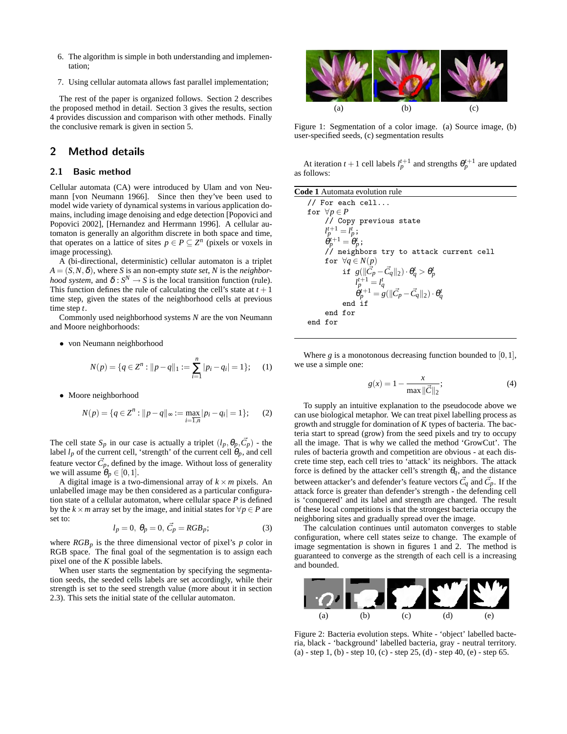6. The algorithm is simple in both understanding and implementation;

7. Using cellular automata allows fast parallel implementation;

The rest of the paper is organized follows. Section 2 describes the proposed method in detail. Section 3 gives the results, section 4 provides discussion and comparison with other methods. Finally the conclusive remark is given in section 5.

## 2 Method details

### 2.1 Basic method

Cellular automata (CA) were introduced by Ulam and von Neumann [von Neumann 1966]. Since then they've been used to model wide variety of dynamical systems in various application domains, including image denoising and edge detection [Popovici and Popovici 2002], [Hernandez and Herrmann 1996]. A cellular automaton is generally an algorithm discrete in both space and time, that operates on a lattice of sites $p \in P \subseteq Z^n$ (pixels or voxels in image processing).

A (bi-directional, deterministic) cellular automaton is a triplet $A = (S, N, \delta)$, where $S$ is an non-empty *state set*, $N$ is the *neighborhood system*, and $\delta : S^N \to S$ is the local transition function (rule). This function defines the rule of calculating the cell's state at $t+1$ time step, given the states of the neighborhood cells at previous time step $t$.

Commonly used neighborhood systems $N$ are the von Neumann and Moore neighborhoods:

- von Neumann neighborhood

$$N(p) = \{q \in Z^n : \|p-q\|_1 := \sum_{i=1}^{n} |p_i - q_i| = 1\}; \quad (1)$$

- Moore neighborhood

$$N(p) = \{q \in Z^n : \|p-q\|_\infty := \max_{i=\overline{1,n}} |p_i - q_i| = 1\}; \quad (2)$$

The cell state $S_p$ in our case is actually a triplet $(l_p, \theta_p, \vec{C}_p)$ - the label $l_p$ of the current cell, 'strength' of the current cell $\theta_p$, and cell feature vector $\vec{C}_p$, defined by the image. Without loss of generality we will assume $\theta_p \in [0,1]$.

A digital image is a two-dimensional array of $k \times m$ pixels. An unlabelled image may be then considered as a particular configuration state of a cellular automaton, where cellular space $P$ is defined by the $k \times m$ array set by the image, and initial states for $\forall p \in P$ are set to:

$$l_p = 0, \; \theta_p = 0, \; \vec{C}_p = RGB_p; \quad (3)$$

where $RGB_p$ is the three dimensional vector of pixel's $p$ color in RGB space. The final goal of the segmentation is to assign each pixel one of the $K$ possible labels.

When user starts the segmentation by specifying the segmentation seeds, the seeded cells labels are set accordingly, while their strength is set to the seed strength value (more about it in section 2.3). This sets the initial state of the cellular automaton.

Figure 1: Segmentation of a color image. (a) Source image, (b) user-specified seeds, (c) segmentation results

At iteration $t+1$ cell labels $l_p^{t+1}$ and strengths $\theta_p^{t+1}$ are updated as follows:

**Code 1** Automata evolution rule

```
// For each cell...
for ∀p ∈ P
    // Copy previous state
    l_p^{t+1} = l_p^t;
    θ_p^{t+1} = θ_p^t;
    // neighbors try to attack current cell
    for ∀q ∈ N(p)
        if g(||C_p − C_q||_2) · θ_q^t > θ_p^t
            l_p^{t+1} = l_q^t
            θ_p^{t+1} = g(||C_p − C_q||_2) · θ_q^t
        end if
    end for
end for
```

Where $g$ is a monotonous decreasing function bounded to $[0,1]$, we use a simple one:

$$g(x) = 1 - \frac{x}{\max \|\vec{C}\|_2}; \quad (4)$$

To supply an intuitive explanation to the pseudocode above we can use biological metaphor. We can treat pixel labelling process as growth and struggle for domination of $K$ types of bacteria. The bacteria start to spread (grow) from the seed pixels and try to occupy all the image. That is why we called the method 'GrowCut'. The rules of bacteria growth and competition are obvious - at each discrete time step, each cell tries to 'attack' its neighbors. The attack force is defined by the attacker cell's strength $\theta_q$, and the distance between attacker's and defender's feature vectors $\vec{C}_q$ and $\vec{C}_p$. If the attack force is greater than defender's strength - the defending cell is 'conquered' and its label and strength are changed. The result of these local competitions is that the strongest bacteria occupy the neighboring sites and gradually spread over the image.

The calculation continues until automaton converges to stable configuration, where cell states seize to change. The example of image segmentation is shown in figures 1 and 2. The method is guaranteed to converge as the strength of each cell is a increasing and bounded.

Figure 2: Bacteria evolution steps. White - 'object' labelled bacteria, black - 'background' labelled bacteria, gray - neutral territory. (a) - step 1, (b) - step 10, (c) - step 25, (d) - step 40, (e) - step 65.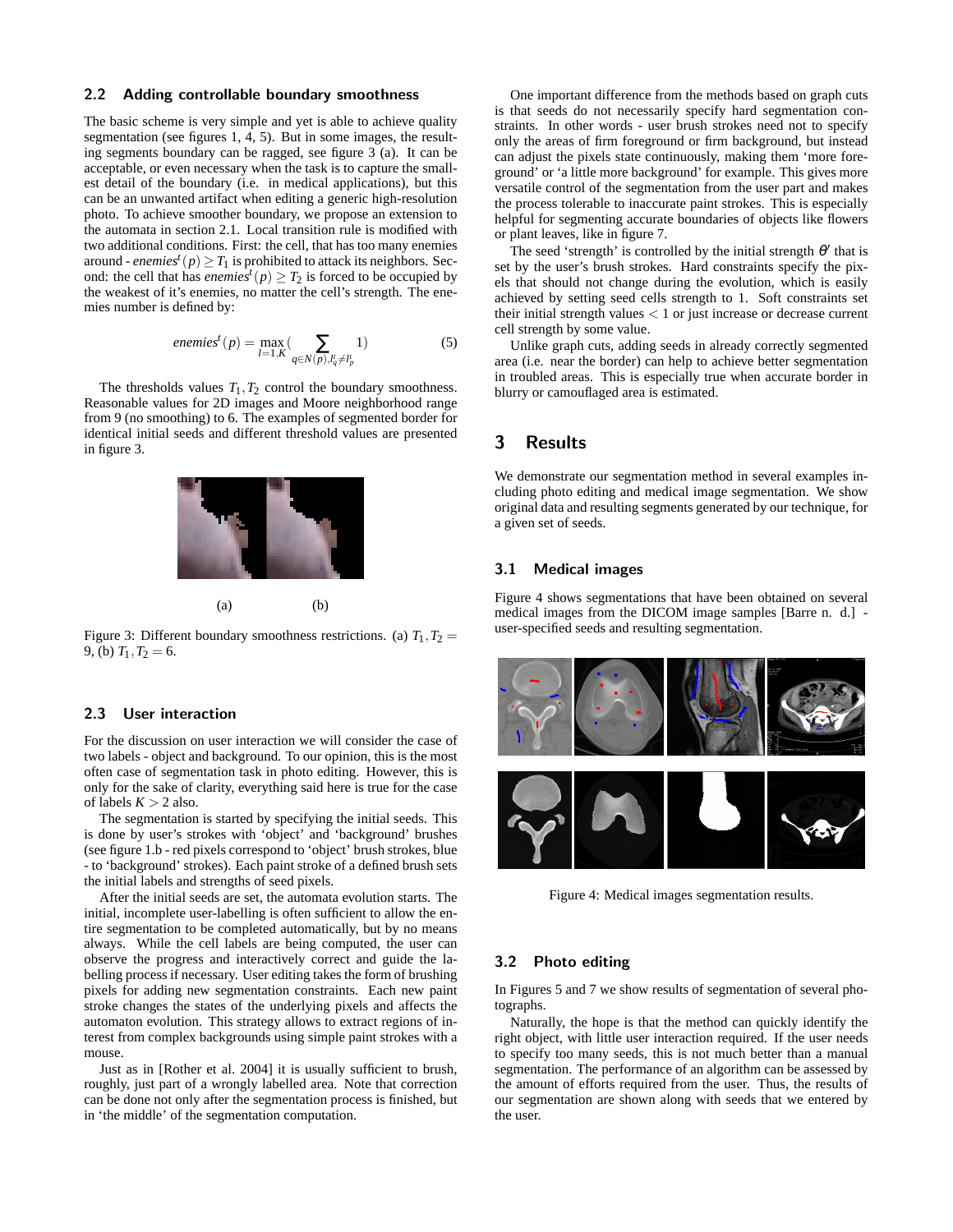### 2.2 Adding controllable boundary smoothness

The basic scheme is very simple and yet is able to achieve quality segmentation (see figures 1, 4, 5). But in some images, the resulting segments boundary can be ragged, see figure 3 (a). It can be acceptable, or even necessary when the task is to capture the smallest detail of the boundary (i.e. in medical applications), but this can be an unwanted artifact when editing a generic high-resolution photo. To achieve smoother boundary, we propose an extension to the automata in section 2.1. Local transition rule is modified with two additional conditions. First: the cell, that has too many enemies around - $enemies^t(p) \geq T_1$ is prohibited to attack its neighbors. Second: the cell that has $enemies^t(p) \geq T_2$ is forced to be occupied by the weakest of it's enemies, no matter the cell's strength. The enemies number is defined by:

$$enemies^t(p) = \max_{l=1,K}\left(\sum_{q \in N(p), l_q^t \neq l_p^t} 1\right) \quad (5)$$

The thresholds values $T_1, T_2$ control the boundary smoothness. Reasonable values for 2D images and Moore neighborhood range from 9 (no smoothing) to 6. The examples of segmented border for identical initial seeds and different threshold values are presented in figure 3.

(a) (b)

Figure 3: Different boundary smoothness restrictions. (a) $T_1, T_2 = 9$, (b) $T_1, T_2 = 6$.

### 2.3 User interaction

For the discussion on user interaction we will consider the case of two labels - object and background. To our opinion, this is the most often case of segmentation task in photo editing. However, this is only for the sake of clarity, everything said here is true for the case of labels $K > 2$ also.

The segmentation is started by specifying the initial seeds. This is done by user's strokes with 'object' and 'background' brushes (see figure 1.b - red pixels correspond to 'object' brush strokes, blue - to 'background' strokes). Each paint stroke of a defined brush sets the initial labels and strengths of seed pixels.

After the initial seeds are set, the automata evolution starts. The initial, incomplete user-labelling is often sufficient to allow the entire segmentation to be completed automatically, but by no means always. While the cell labels are being computed, the user can observe the progress and interactively correct and guide the labelling process if necessary. User editing takes the form of brushing pixels for adding new segmentation constraints. Each new paint stroke changes the states of the underlying pixels and affects the automaton evolution. This strategy allows to extract regions of interest from complex backgrounds using simple paint strokes with a mouse.

Just as in [Rother et al. 2004] it is usually sufficient to brush, roughly, just part of a wrongly labelled area. Note that correction can be done not only after the segmentation process is finished, but in 'the middle' of the segmentation computation.

One important difference from the methods based on graph cuts is that seeds do not necessarily specify hard segmentation constraints. In other words - user brush strokes need not to specify only the areas of firm foreground or firm background, but instead can adjust the pixels state continuously, making them 'more foreground' or 'a little more background' for example. This gives more versatile control of the segmentation from the user part and makes the process tolerable to inaccurate paint strokes. This is especially helpful for segmenting accurate boundaries of objects like flowers or plant leaves, like in figure 7.

The seed 'strength' is controlled by the initial strength $\theta'$ that is set by the user's brush strokes. Hard constraints specify the pixels that should not change during the evolution, which is easily achieved by setting seed cells strength to 1. Soft constraints set their initial strength values $< 1$ or just increase or decrease current cell strength by some value.

Unlike graph cuts, adding seeds in already correctly segmented area (i.e. near the border) can help to achieve better segmentation in troubled areas. This is especially true when accurate border in blurry or camouflaged area is estimated.

## 3 Results

We demonstrate our segmentation method in several examples including photo editing and medical image segmentation. We show original data and resulting segments generated by our technique, for a given set of seeds.

### 3.1 Medical images

Figure 4 shows segmentations that have been obtained on several medical images from the DICOM image samples [Barre n. d.] - user-specified seeds and resulting segmentation.

Figure 4: Medical images segmentation results.

### 3.2 Photo editing

In Figures 5 and 7 we show results of segmentation of several photographs.

Naturally, the hope is that the method can quickly identify the right object, with little user interaction required. If the user needs to specify too many seeds, this is not much better than a manual segmentation. The performance of an algorithm can be assessed by the amount of efforts required from the user. Thus, the results of our segmentation are shown along with seeds that we entered by the user.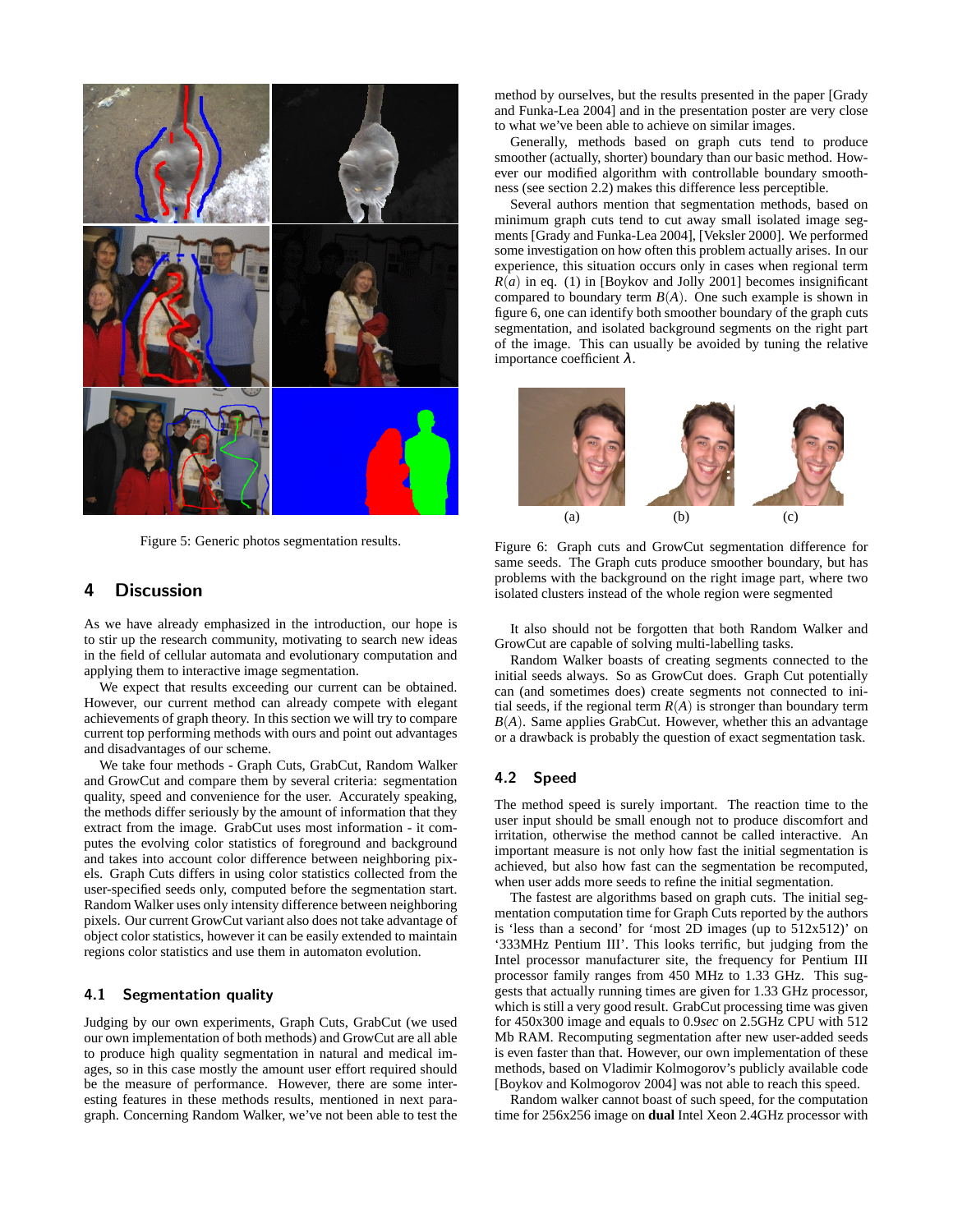Figure 5: Generic photos segmentation results.

## 4 Discussion

As we have already emphasized in the introduction, our hope is to stir up the research community, motivating to search new ideas in the field of cellular automata and evolutionary computation and applying them to interactive image segmentation.

We expect that results exceeding our current can be obtained. However, our current method can already compete with elegant achievements of graph theory. In this section we will try to compare current top performing methods with ours and point out advantages and disadvantages of our scheme.

We take four methods - Graph Cuts, GrabCut, Random Walker and GrowCut and compare them by several criteria: segmentation quality, speed and convenience for the user. Accurately speaking, the methods differ seriously by the amount of information that they extract from the image. GrabCut uses most information - it computes the evolving color statistics of foreground and background and takes into account color difference between neighboring pixels. Graph Cuts differs in using color statistics collected from the user-specified seeds only, computed before the segmentation start. Random Walker uses only intensity difference between neighboring pixels. Our current GrowCut variant also does not take advantage of object color statistics, however it can be easily extended to maintain regions color statistics and use them in automaton evolution.

### 4.1 Segmentation quality

Judging by our own experiments, Graph Cuts, GrabCut (we used our own implementation of both methods) and GrowCut are all able to produce high quality segmentation in natural and medical images, so in this case mostly the amount user effort required should be the measure of performance. However, there are some interesting features in these methods results, mentioned in next paragraph. Concerning Random Walker, we've not been able to test the method by ourselves, but the results presented in the paper [Grady and Funka-Lea 2004] and in the presentation poster are very close to what we've been able to achieve on similar images.

Generally, methods based on graph cuts tend to produce smoother (actually, shorter) boundary than our basic method. However our modified algorithm with controllable boundary smoothness (see section 2.2) makes this difference less perceptible.

Several authors mention that segmentation methods, based on minimum graph cuts tend to cut away small isolated image segments [Grady and Funka-Lea 2004], [Veksler 2000]. We performed some investigation on how often this problem actually arises. In our experience, this situation occurs only in cases when regional term $R(a)$ in eq. (1) in [Boykov and Jolly 2001] becomes insignificant compared to boundary term $B(A)$. One such example is shown in figure 6, one can identify both smoother boundary of the graph cuts segmentation, and isolated background segments on the right part of the image. This can usually be avoided by tuning the relative importance coefficient $\lambda$.

(a) (b) (c)

Figure 6: Graph cuts and GrowCut segmentation difference for same seeds. The Graph cuts produce smoother boundary, but has problems with the background on the right image part, where two isolated clusters instead of the whole region were segmented

It also should not be forgotten that both Random Walker and GrowCut are capable of solving multi-labelling tasks.

Random Walker boasts of creating segments connected to the initial seeds always. So as GrowCut does. Graph Cut potentially can (and sometimes does) create segments not connected to initial seeds, if the regional term $R(A)$ is stronger than boundary term $B(A)$. Same applies GrabCut. However, whether this an advantage or a drawback is probably the question of exact segmentation task.

### 4.2 Speed

The method speed is surely important. The reaction time to the user input should be small enough not to produce discomfort and irritation, otherwise the method cannot be called interactive. An important measure is not only how fast the initial segmentation is achieved, but also how fast can the segmentation be recomputed, when user adds more seeds to refine the initial segmentation.

The fastest are algorithms based on graph cuts. The initial segmentation computation time for Graph Cuts reported by the authors is 'less than a second' for 'most 2D images (up to 512x512)' on '333MHz Pentium III'. This looks terrific, but judging from the Intel processor manufacturer site, the frequency for Pentium III processor family ranges from 450 MHz to 1.33 GHz. This suggests that actually running times are given for 1.33 GHz processor, which is still a very good result. GrabCut processing time was given for 450x300 image and equals to 0.9*sec* on 2.5GHz CPU with 512 Mb RAM. Recomputing segmentation after new user-added seeds is even faster than that. However, our own implementation of these methods, based on Vladimir Kolmogorov's publicly available code [Boykov and Kolmogorov 2004] was not able to reach this speed.

Random walker cannot boast of such speed, for the computation time for 256x256 image on **dual** Intel Xeon 2.4GHz processor with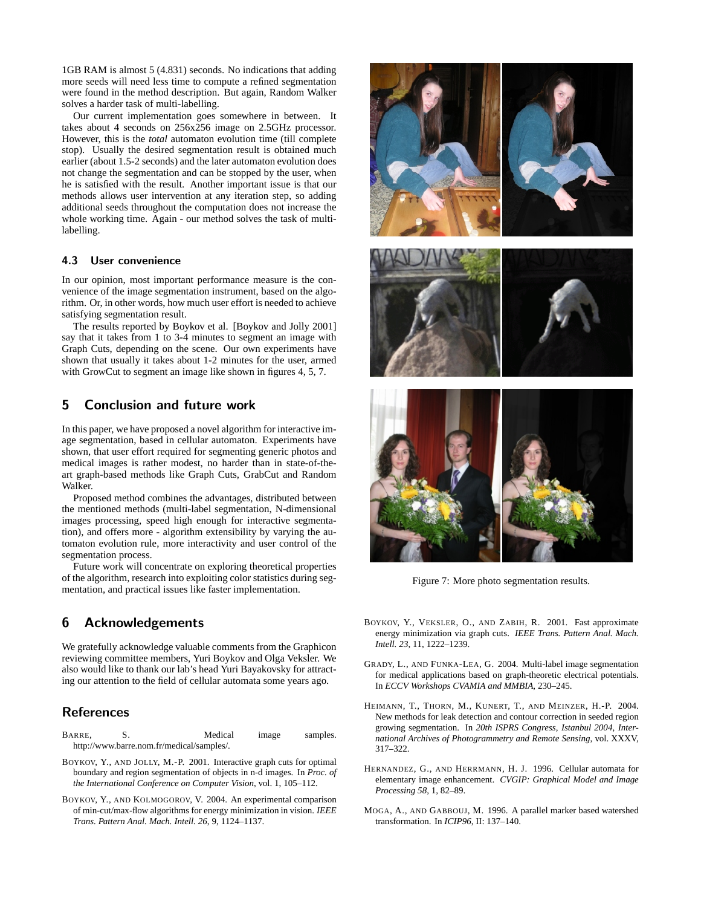1GB RAM is almost 5 (4.831) seconds. No indications that adding more seeds will need less time to compute a refined segmentation were found in the method description. But again, Random Walker solves a harder task of multi-labelling.

Our current implementation goes somewhere in between. It takes about 4 seconds on 256x256 image on 2.5GHz processor. However, this is the *total* automaton evolution time (till complete stop). Usually the desired segmentation result is obtained much earlier (about 1.5-2 seconds) and the later automaton evolution does not change the segmentation and can be stopped by the user, when he is satisfied with the result. Another important issue is that our methods allows user intervention at any iteration step, so adding additional seeds throughout the computation does not increase the whole working time. Again - our method solves the task of multi-labelling.

### 4.3 User convenience

In our opinion, most important performance measure is the convenience of the image segmentation instrument, based on the algorithm. Or, in other words, how much user effort is needed to achieve satisfying segmentation result.

The results reported by Boykov et al. [Boykov and Jolly 2001] say that it takes from 1 to 3-4 minutes to segment an image with Graph Cuts, depending on the scene. Our own experiments have shown that usually it takes about 1-2 minutes for the user, armed with GrowCut to segment an image like shown in figures 4, 5, 7.

## 5 Conclusion and future work

In this paper, we have proposed a novel algorithm for interactive image segmentation, based in cellular automaton. Experiments have shown, that user effort required for segmenting generic photos and medical images is rather modest, no harder than in state-of-the-art graph-based methods like Graph Cuts, GrabCut and Random Walker.

Proposed method combines the advantages, distributed between the mentioned methods (multi-label segmentation, N-dimensional images processing, speed high enough for interactive segmentation), and offers more - algorithm extensibility by varying the automaton evolution rule, more interactivity and user control of the segmentation process.

Future work will concentrate on exploring theoretical properties of the algorithm, research into exploiting color statistics during segmentation, and practical issues like faster implementation.

## 6 Acknowledgements

We gratefully acknowledge valuable comments from the Graphicon reviewing committee members, Yuri Boykov and Olga Veksler. We also would like to thank our lab's head Yuri Bayakovsky for attracting our attention to the field of cellular automata some years ago.

Figure 7: More photo segmentation results.

## References

BARRE, S. Medical image samples. http://www.barre.nom.fr/medical/samples/.

BOYKOV, Y., AND JOLLY, M.-P. 2001. Interactive graph cuts for optimal boundary and region segmentation of objects in n-d images. In *Proc. of the International Conference on Computer Vision*, vol. 1, 105–112.

BOYKOV, Y., AND KOLMOGOROV, V. 2004. An experimental comparison of min-cut/max-flow algorithms for energy minimization in vision. *IEEE Trans. Pattern Anal. Mach. Intell. 26*, 9, 1124–1137.

BOYKOV, Y., VEKSLER, O., AND ZABIH, R. 2001. Fast approximate energy minimization via graph cuts. *IEEE Trans. Pattern Anal. Mach. Intell. 23*, 11, 1222–1239.

GRADY, L., AND FUNKA-LEA, G. 2004. Multi-label image segmentation for medical applications based on graph-theoretic electrical potentials. In *ECCV Workshops CVAMIA and MMBIA*, 230–245.

HEIMANN, T., THORN, M., KUNERT, T., AND MEINZER, H.-P. 2004. New methods for leak detection and contour correction in seeded region growing segmentation. In *20th ISPRS Congress, Istanbul 2004, International Archives of Photogrammetry and Remote Sensing*, vol. XXXV, 317–322.

HERNANDEZ, G., AND HERRMANN, H. J. 1996. Cellular automata for elementary image enhancement. *CVGIP: Graphical Model and Image Processing 58*, 1, 82–89.

MOGA, A., AND GABBOUJ, M. 1996. A parallel marker based watershed transformation. In *ICIP96*, II: 137–140.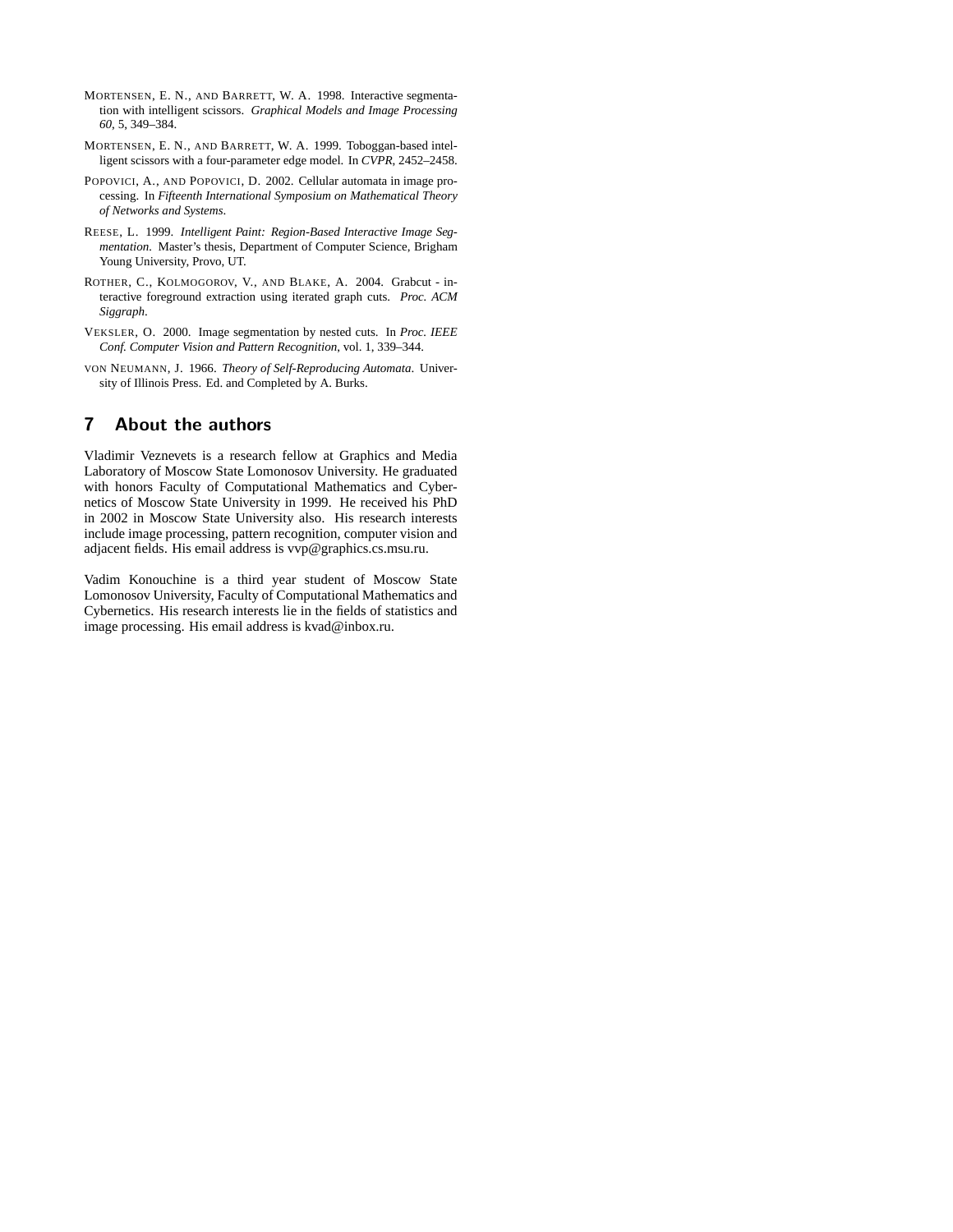MORTENSEN, E. N., AND BARRETT, W. A. 1998. Interactive segmentation with intelligent scissors. *Graphical Models and Image Processing 60*, 5, 349–384.

MORTENSEN, E. N., AND BARRETT, W. A. 1999. Toboggan-based intelligent scissors with a four-parameter edge model. In *CVPR*, 2452–2458.

POPOVICI, A., AND POPOVICI, D. 2002. Cellular automata in image processing. In *Fifteenth International Symposium on Mathematical Theory of Networks and Systems*.

REESE, L. 1999. *Intelligent Paint: Region-Based Interactive Image Segmentation*. Master's thesis, Department of Computer Science, Brigham Young University, Provo, UT.

ROTHER, C., KOLMOGOROV, V., AND BLAKE, A. 2004. Grabcut - interactive foreground extraction using iterated graph cuts. *Proc. ACM Siggraph*.

VEKSLER, O. 2000. Image segmentation by nested cuts. In *Proc. IEEE Conf. Computer Vision and Pattern Recognition*, vol. 1, 339–344.

VON NEUMANN, J. 1966. *Theory of Self-Reproducing Automata*. University of Illinois Press. Ed. and Completed by A. Burks.

## 7 About the authors

Vladimir Veznevets is a research fellow at Graphics and Media Laboratory of Moscow State Lomonosov University. He graduated with honors Faculty of Computational Mathematics and Cybernetics of Moscow State University in 1999. He received his PhD in 2002 in Moscow State University also. His research interests include image processing, pattern recognition, computer vision and adjacent fields. His email address is vvp@graphics.cs.msu.ru.

Vadim Konouchine is a third year student of Moscow State Lomonosov University, Faculty of Computational Mathematics and Cybernetics. His research interests lie in the fields of statistics and image processing. His email address is kvad@inbox.ru.